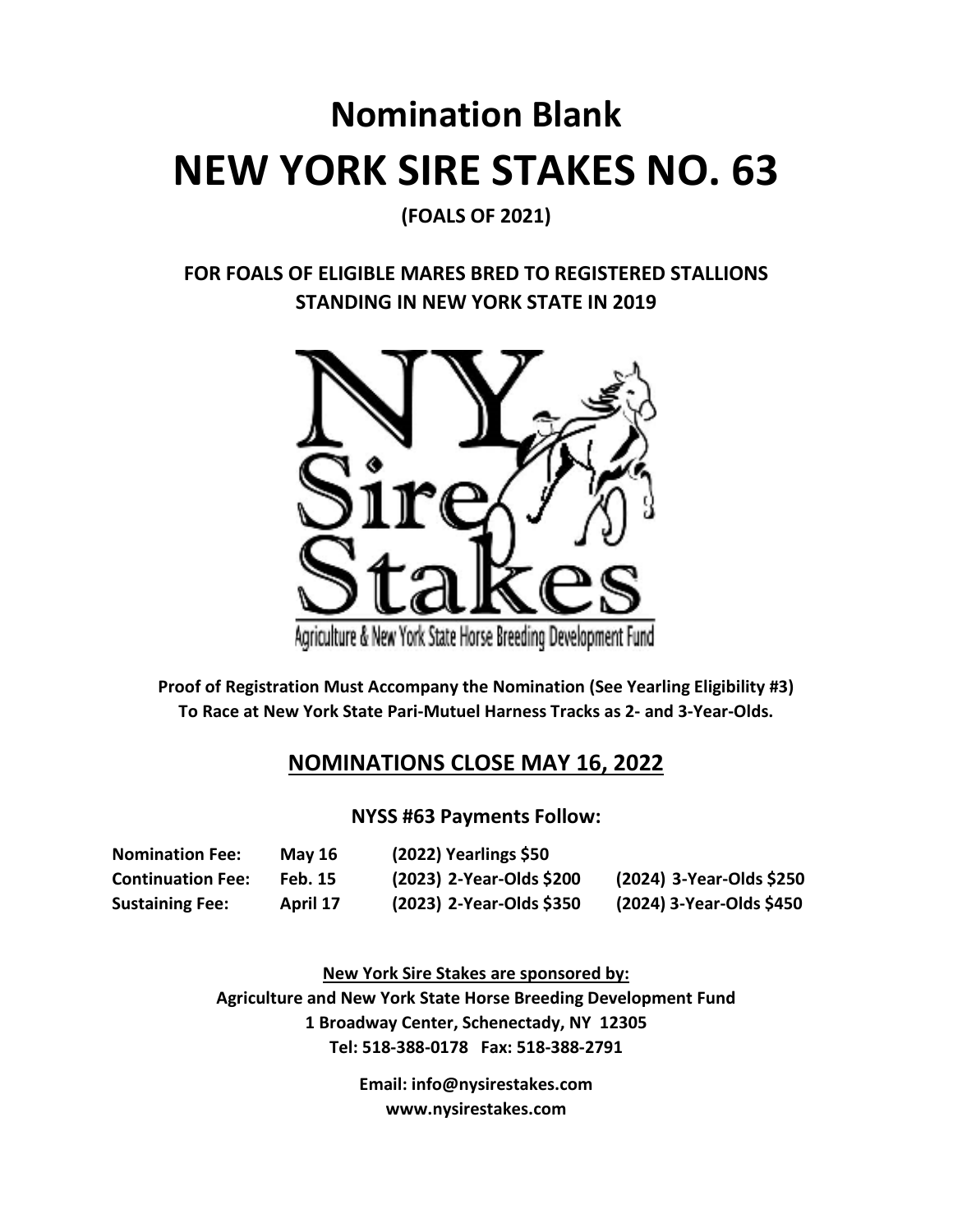# Nomination Blank

# NEW YORK SIRE STAKES NO. 63

**(FOALS OF 2021)**

**FOR FOALS OF ELIGIBLE MARES BRED TO REGISTERED STALLIONS STANDING IN NEW YORK STATE IN 2019**

**Proof of Registration Must Accompany the Nomination (See Yearling Eligibility #3) To Race at New York State Pari-Mutuel Harness Tracks as 2- and 3-Year-Olds.**

## NOMINATIONS CLOSE MAY 16, 2022

**NYSS #63 Payments Follow:**

| | | | |
|---|---|---|---|
| **Nomination Fee:** | **May 16** | **(2022) Yearlings $50** | |
| **Continuation Fee:** | **Feb. 15** | **(2023) 2-Year-Olds $200** | **(2024) 3-Year-Olds $250** |
| **Sustaining Fee:** | **April 17** | **(2023) 2-Year-Olds $350** | **(2024) 3-Year-Olds $450** |

**New York Sire Stakes are sponsored by:**
**Agriculture and New York State Horse Breeding Development Fund**
**1 Broadway Center, Schenectady, NY 12305**
**Tel: 518-388-0178 Fax: 518-388-2791**

**Email: info@nysirestakes.com**
**www.nysirestakes.com**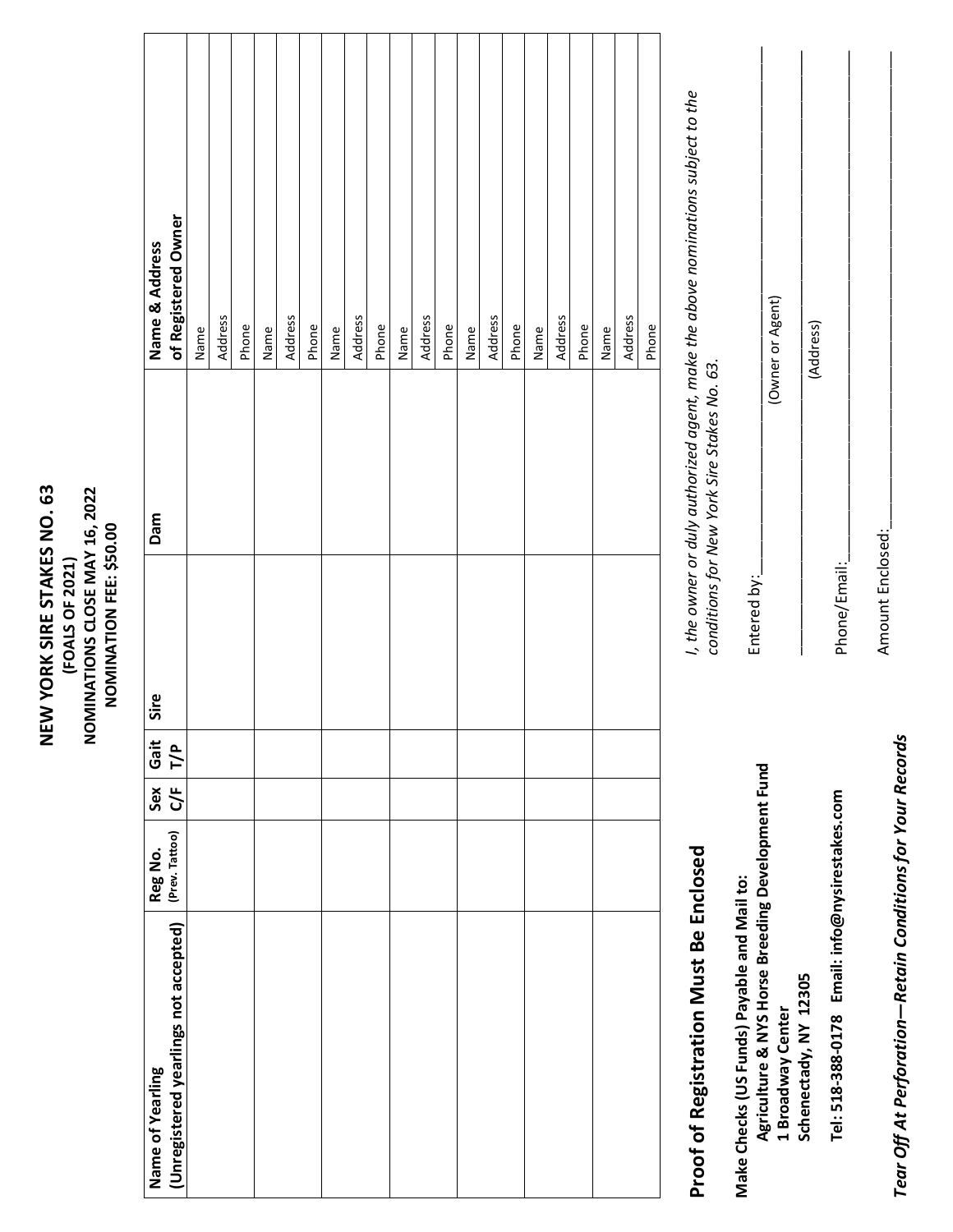# NEW YORK SIRE STAKES NO. 63

**(FOALS OF 2021)**

**NOMINATIONS CLOSE MAY 16, 2022**

**NOMINATION FEE: $50.00**

| Name of Yearling (Unregistered yearlings not accepted) | Reg No. (Prev. Tattoo) | Sex C/F | Gait T/P | Sire | Dam | Name & Address of Registered Owner |
|---|---|---|---|---|---|---|
| | | | | | | Name |
| | | | | | | Address |
| | | | | | | Phone |
| | | | | | | Name |
| | | | | | | Address |
| | | | | | | Phone |
| | | | | | | Name |
| | | | | | | Address |
| | | | | | | Phone |
| | | | | | | Name |
| | | | | | | Address |
| | | | | | | Phone |
| | | | | | | Name |
| | | | | | | Address |
| | | | | | | Phone |
| | | | | | | Name |
| | | | | | | Address |
| | | | | | | Phone |
| | | | | | | Name |
| | | | | | | Address |
| | | | | | | Phone |

## Proof of Registration Must Be Enclosed

Make Checks (US Funds) Payable and Mail to:
**Agriculture & NYS Horse Breeding Development Fund**
**1 Broadway Center**
**Schenectady, NY 12305**

**Tel: 518-388-0178 Email: info@nysirestakes.com**

*I, the owner or duly authorized agent, make the above nominations subject to the conditions for New York Sire Stakes No. 63.*

Entered by:\_\_\_\_\_\_\_\_\_\_\_\_\_\_\_\_\_\_\_\_\_\_\_\_\_\_\_\_\_\_\_\_
(Owner or Agent)

\_\_\_\_\_\_\_\_\_\_\_\_\_\_\_\_\_\_\_\_\_\_\_\_\_\_\_\_\_\_\_\_\_\_\_\_\_\_\_\_
(Address)

Phone/Email:\_\_\_\_\_\_\_\_\_\_\_\_\_\_\_\_\_\_\_\_\_\_\_\_\_\_\_\_\_\_\_\_

Amount Enclosed:\_\_\_\_\_\_\_\_\_\_\_\_\_\_\_\_\_\_\_\_\_\_\_\_\_\_\_\_\_\_\_\_

***Tear Off At Perforation—Retain Conditions for Your Records***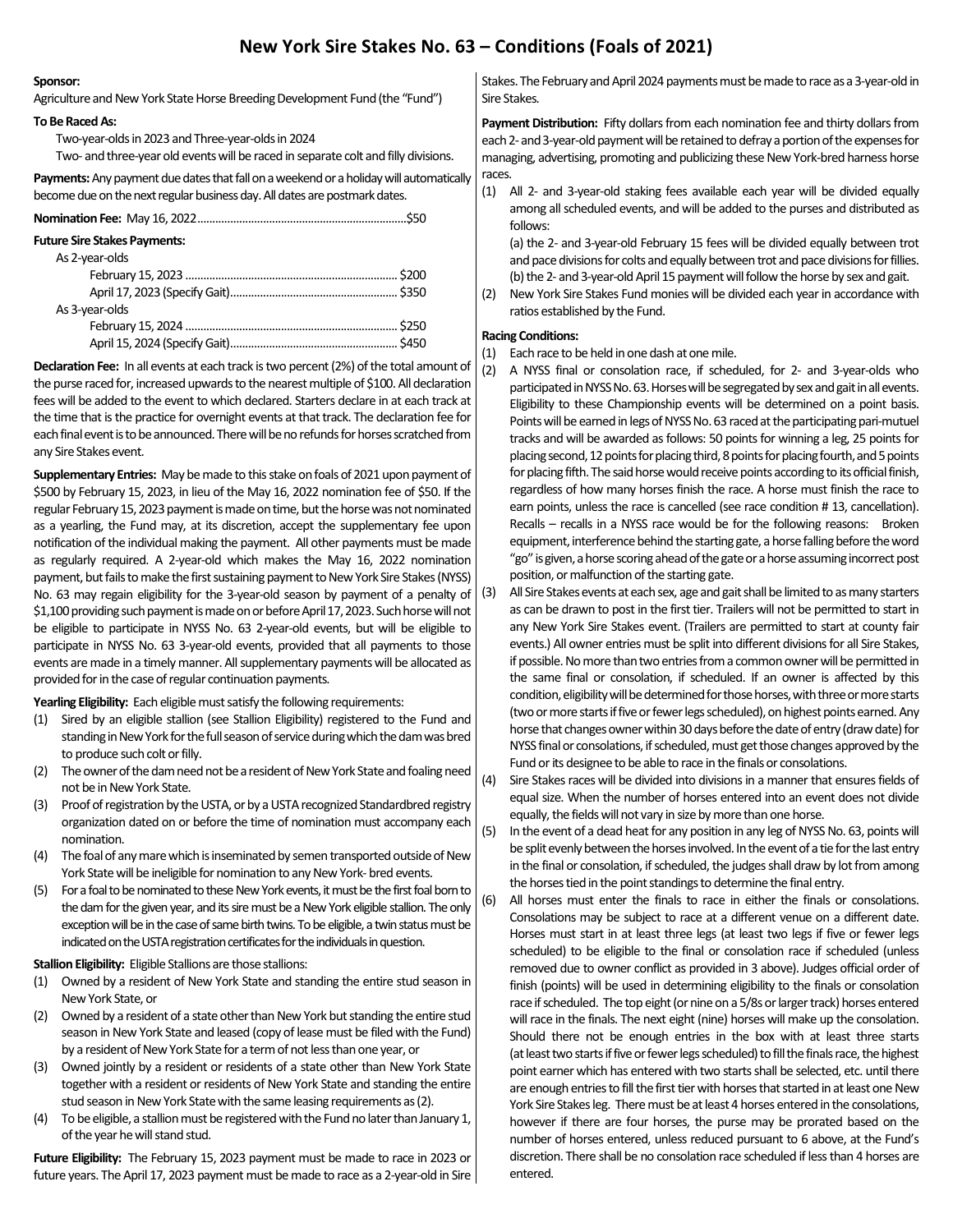# New York Sire Stakes No. 63 – Conditions (Foals of 2021)

**Sponsor:**
Agriculture and New York State Horse Breeding Development Fund (the "Fund")

**To Be Raced As:**

Two-year-olds in 2023 and Three-year-olds in 2024
Two- and three-year old events will be raced in separate colt and filly divisions.

**Payments:** Any payment due dates that fall on a weekend or a holiday will automatically become due on the next regular business day. All dates are postmark dates.

**Nomination Fee:** May 16, 2022 ........................................ $50

**Future Sire Stakes Payments:**

As 2-year-olds
- February 15, 2023 ........................................ $200
- April 17, 2023 (Specify Gait) ........................................ $350

As 3-year-olds
- February 15, 2024 ........................................ $250
- April 15, 2024 (Specify Gait) ........................................ $450

**Declaration Fee:** In all events at each track is two percent (2%) of the total amount of the purse raced for, increased upwards to the nearest multiple of $100. All declaration fees will be added to the event to which declared. Starters declare in at each track at the time that is the practice for overnight events at that track. The declaration fee for each final event is to be announced. There will be no refunds for horses scratched from any Sire Stakes event.

**Supplementary Entries:** May be made to this stake on foals of 2021 upon payment of $500 by February 15, 2023, in lieu of the May 16, 2022 nomination fee of $50. If the regular February 15, 2023 payment is made on time, but the horse was not nominated as a yearling, the Fund may, at its discretion, accept the supplementary fee upon notification of the individual making the payment. All other payments must be made as regularly required. A 2-year-old which makes the May 16, 2022 nomination payment, but fails to make the first sustaining payment to New York Sire Stakes (NYSS) No. 63 may regain eligibility for the 3-year-old season by payment of a penalty of $1,100 providing such payment is made on or before April 17, 2023. Such horse will not be eligible to participate in NYSS No. 63 2-year-old events, but will be eligible to participate in NYSS No. 63 3-year-old events, provided that all payments to those events are made in a timely manner. All supplementary payments will be allocated as provided for in the case of regular continuation payments.

**Yearling Eligibility:** Each eligible must satisfy the following requirements:

(1) Sired by an eligible stallion (see Stallion Eligibility) registered to the Fund and standing in New York for the full season of service during which the dam was bred to produce such colt or filly.
(2) The owner of the dam need not be a resident of New York State and foaling need not be in New York State.
(3) Proof of registration by the USTA, or by a USTA recognized Standardbred registry organization dated on or before the time of nomination must accompany each nomination.
(4) The foal of any mare which is inseminated by semen transported outside of New York State will be ineligible for nomination to any New York- bred events.
(5) For a foal to be nominated to these New York events, it must be the first foal born to the dam for the given year, and its sire must be a New York eligible stallion. The only exception will be in the case of same birth twins. To be eligible, a twin status must be indicated on the USTA registration certificates for the individuals in question.

**Stallion Eligibility:** Eligible Stallions are those stallions:

(1) Owned by a resident of New York State and standing the entire stud season in New York State, or
(2) Owned by a resident of a state other than New York but standing the entire stud season in New York State and leased (copy of lease must be filed with the Fund) by a resident of New York State for a term of not less than one year, or
(3) Owned jointly by a resident or residents of a state other than New York State together with a resident or residents of New York State and standing the entire stud season in New York State with the same leasing requirements as (2).
(4) To be eligible, a stallion must be registered with the Fund no later than January 1, of the year he will stand stud.

**Future Eligibility:** The February 15, 2023 payment must be made to race in 2023 or future years. The April 17, 2023 payment must be made to race as a 2-year-old in Sire Stakes. The February and April 2024 payments must be made to race as a 3-year-old in Sire Stakes.

**Payment Distribution:** Fifty dollars from each nomination fee and thirty dollars from each 2- and 3-year-old payment will be retained to defray a portion of the expenses for managing, advertising, promoting and publicizing these New York-bred harness horse races.

(1) All 2- and 3-year-old staking fees available each year will be divided equally among all scheduled events, and will be added to the purses and distributed as follows:
    (a) the 2- and 3-year-old February 15 fees will be divided equally between trot and pace divisions for colts and equally between trot and pace divisions for fillies.
    (b) the 2- and 3-year-old April 15 payment will follow the horse by sex and gait.
(2) New York Sire Stakes Fund monies will be divided each year in accordance with ratios established by the Fund.

**Racing Conditions:**

(1) Each race to be held in one dash at one mile.
(2) A NYSS final or consolation race, if scheduled, for 2- and 3-year-olds who participated in NYSS No. 63. Horses will be segregated by sex and gait in all events. Eligibility to these Championship events will be determined on a point basis. Points will be earned in legs of NYSS No. 63 raced at the participating pari-mutuel tracks and will be awarded as follows: 50 points for winning a leg, 25 points for placing second, 12 points for placing third, 8 points for placing fourth, and 5 points for placing fifth. The said horse would receive points according to its official finish, regardless of how many horses finish the race. A horse must finish the race to earn points, unless the race is cancelled (see race condition # 13, cancellation). Recalls – recalls in a NYSS race would be for the following reasons: Broken equipment, interference behind the starting gate, a horse falling before the word "go" is given, a horse scoring ahead of the gate or a horse assuming incorrect post position, or malfunction of the starting gate.
(3) All Sire Stakes events at each sex, age and gait shall be limited to as many starters as can be drawn to post in the first tier. Trailers will not be permitted to start in any New York Sire Stakes event. (Trailers are permitted to start at county fair events.) All owner entries must be split into different divisions for all Sire Stakes, if possible. No more than two entries from a common owner will be permitted in the same final or consolation, if scheduled. If an owner is affected by this condition, eligibility will be determined for those horses, with three or more starts (two or more starts if five or fewer legs scheduled), on highest points earned. Any horse that changes owner within 30 days before the date of entry (draw date) for NYSS final or consolations, if scheduled, must get those changes approved by the Fund or its designee to be able to race in the finals or consolations.
(4) Sire Stakes races will be divided into divisions in a manner that ensures fields of equal size. When the number of horses entered into an event does not divide equally, the fields will not vary in size by more than one horse.
(5) In the event of a dead heat for any position in any leg of NYSS No. 63, points will be split evenly between the horses involved. In the event of a tie for the last entry in the final or consolation, if scheduled, the judges shall draw by lot from among the horses tied in the point standings to determine the final entry.
(6) All horses must enter the finals to race in either the finals or consolations. Consolations may be subject to race at a different venue on a different date. Horses must start in at least three legs (at least two legs if five or fewer legs scheduled) to be eligible to the final or consolation race if scheduled (unless removed due to owner conflict as provided in 3 above). Judges official order of finish (points) will be used in determining eligibility to the finals or consolation race if scheduled. The top eight (or nine on a 5/8s or larger track) horses entered will race in the finals. The next eight (nine) horses will make up the consolation. Should there not be enough entries in the box with at least three starts (at least two starts if five or fewer legs scheduled) to fill the finals race, the highest point earner which has entered with two starts shall be selected, etc. until there are enough entries to fill the first tier with horses that started in at least one New York Sire Stakes leg. There must be at least 4 horses entered in the consolations, however if there are four horses, the purse may be prorated based on the number of horses entered, unless reduced pursuant to 6 above, at the Fund's discretion. There shall be no consolation race scheduled if less than 4 horses are entered.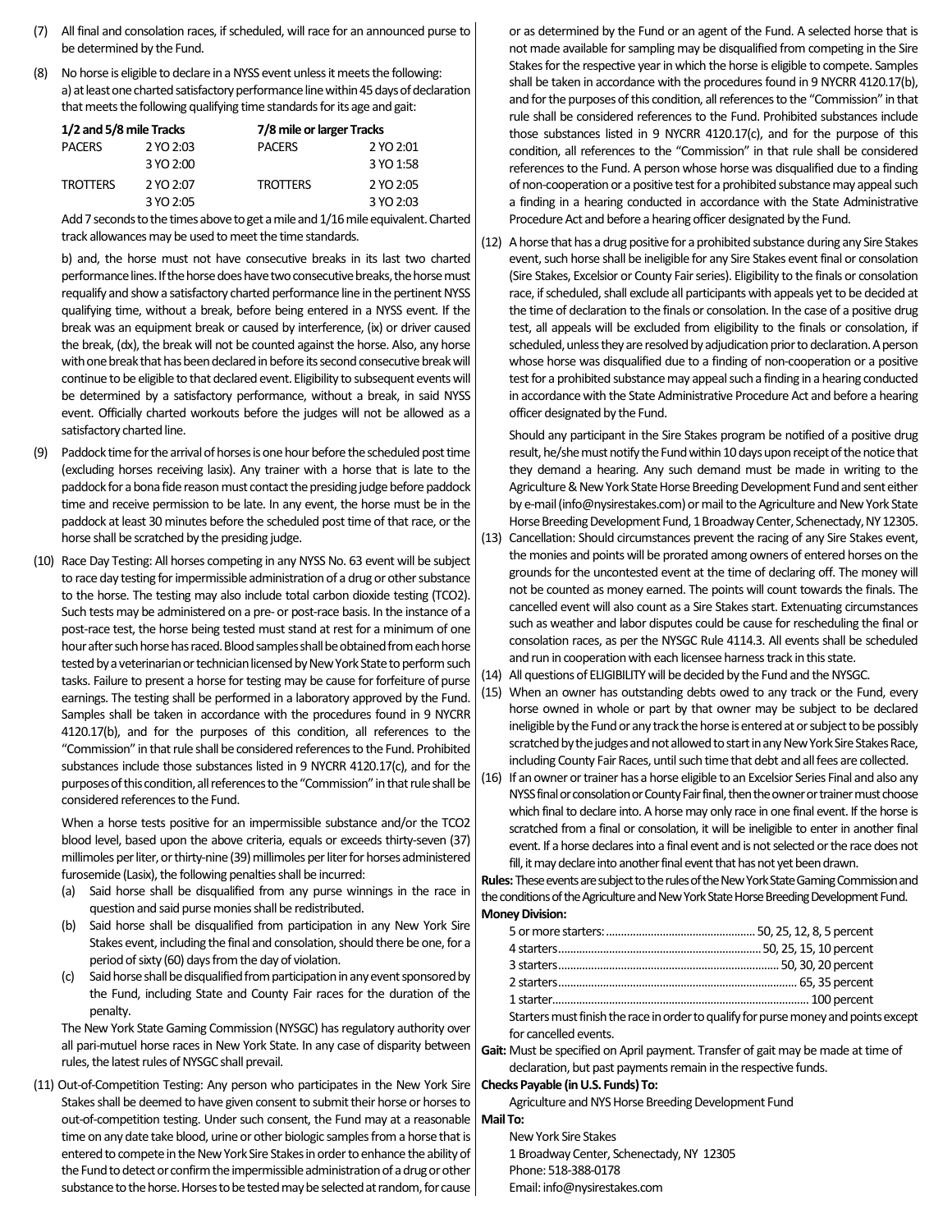(7) All final and consolation races, if scheduled, will race for an announced purse to be determined by the Fund.

(8) No horse is eligible to declare in a NYSS event unless it meets the following:
a) at least one charted satisfactory performance line within 45 days of declaration that meets the following qualifying time standards for its age and gait:

| 1/2 and 5/8 mile Tracks | | 7/8 mile or larger Tracks | |
|---|---|---|---|
| PACERS | 2 YO 2:03 | PACERS | 2 YO 2:01 |
| | 3 YO 2:00 | | 3 YO 1:58 |
| TROTTERS | 2 YO 2:07 | TROTTERS | 2 YO 2:05 |
| | 3 YO 2:05 | | 3 YO 2:03 |

Add 7 seconds to the times above to get a mile and 1/16 mile equivalent. Charted track allowances may be used to meet the time standards.

b) and, the horse must not have consecutive breaks in its last two charted performance lines. If the horse does have two consecutive breaks, the horse must requalify and show a satisfactory charted performance line in the pertinent NYSS qualifying time, without a break, before being entered in a NYSS event. If the break was an equipment break or caused by interference, (ix) or driver caused the break, (dx), the break will not be counted against the horse. Also, any horse with one break that has been declared in before its second consecutive break will continue to be eligible to that declared event. Eligibility to subsequent events will be determined by a satisfactory performance, without a break, in said NYSS event. Officially charted workouts before the judges will not be allowed as a satisfactory charted line.

(9) Paddock time for the arrival of horses is one hour before the scheduled post time (excluding horses receiving lasix). Any trainer with a horse that is late to the paddock for a bona fide reason must contact the presiding judge before paddock time and receive permission to be late. In any event, the horse must be in the paddock at least 30 minutes before the scheduled post time of that race, or the horse shall be scratched by the presiding judge.

(10) Race Day Testing: All horses competing in any NYSS No. 63 event will be subject to race day testing for impermissible administration of a drug or other substance to the horse. The testing may also include total carbon dioxide testing (TCO2). Such tests may be administered on a pre- or post-race basis. In the instance of a post-race test, the horse being tested must stand at rest for a minimum of one hour after such horse has raced. Blood samples shall be obtained from each horse tested by a veterinarian or technician licensed by New York State to perform such tasks. Failure to present a horse for testing may be cause for forfeiture of purse earnings. The testing shall be performed in a laboratory approved by the Fund. Samples shall be taken in accordance with the procedures found in 9 NYCRR 4120.17(b), and for the purposes of this condition, all references to the "Commission" in that rule shall be considered references to the Fund. Prohibited substances include those substances listed in 9 NYCRR 4120.17(c), and for the purposes of this condition, all references to the "Commission" in that rule shall be considered references to the Fund.

When a horse tests positive for an impermissible substance and/or the TCO2 blood level, based upon the above criteria, equals or exceeds thirty-seven (37) millimoles per liter, or thirty-nine (39) millimoles per liter for horses administered furosemide (Lasix), the following penalties shall be incurred:

(a) Said horse shall be disqualified from any purse winnings in the race in question and said purse monies shall be redistributed.
(b) Said horse shall be disqualified from participation in any New York Sire Stakes event, including the final and consolation, should there be one, for a period of sixty (60) days from the day of violation.
(c) Said horse shall be disqualified from participation in any event sponsored by the Fund, including State and County Fair races for the duration of the penalty.

The New York State Gaming Commission (NYSGC) has regulatory authority over all pari-mutuel horse races in New York State. In any case of disparity between rules, the latest rules of NYSGC shall prevail.

(11) Out-of-Competition Testing: Any person who participates in the New York Sire Stakes shall be deemed to have given consent to submit their horse or horses to out-of-competition testing. Under such consent, the Fund may at a reasonable time on any date take blood, urine or other biologic samples from a horse that is entered to compete in the New York Sire Stakes in order to enhance the ability of the Fund to detect or confirm the impermissible administration of a drug or other substance to the horse. Horses to be tested may be selected at random, for cause or as determined by the Fund or an agent of the Fund. A selected horse that is not made available for sampling may be disqualified from competing in the Sire Stakes for the respective year in which the horse is eligible to compete. Samples shall be taken in accordance with the procedures found in 9 NYCRR 4120.17(b), and for the purposes of this condition, all references to the "Commission" in that rule shall be considered references to the Fund. Prohibited substances include those substances listed in 9 NYCRR 4120.17(c), and for the purpose of this condition, all references to the "Commission" in that rule shall be considered references to the Fund. A person whose horse was disqualified due to a finding of non-cooperation or a positive test for a prohibited substance may appeal such a finding in a hearing conducted in accordance with the State Administrative Procedure Act and before a hearing officer designated by the Fund.

(12) A horse that has a drug positive for a prohibited substance during any Sire Stakes event, such horse shall be ineligible for any Sire Stakes event final or consolation (Sire Stakes, Excelsior or County Fair series). Eligibility to the finals or consolation race, if scheduled, shall exclude all participants with appeals yet to be decided at the time of declaration to the finals or consolation. In the case of a positive drug test, all appeals will be excluded from eligibility to the finals or consolation, if scheduled, unless they are resolved by adjudication prior to declaration. A person whose horse was disqualified due to a finding of non-cooperation or a positive test for a prohibited substance may appeal such a finding in a hearing conducted in accordance with the State Administrative Procedure Act and before a hearing officer designated by the Fund.

Should any participant in the Sire Stakes program be notified of a positive drug result, he/she must notify the Fund within 10 days upon receipt of the notice that they demand a hearing. Any such demand must be made in writing to the Agriculture & New York State Horse Breeding Development Fund and sent either by e-mail (info@nysirestakes.com) or mail to the Agriculture and New York State Horse Breeding Development Fund, 1 Broadway Center, Schenectady, NY 12305.

(13) Cancellation: Should circumstances prevent the racing of any Sire Stakes event, the monies and points will be prorated among owners of entered horses on the grounds for the uncontested event at the time of declaring off. The money will not be counted as money earned. The points will count towards the finals. The cancelled event will also count as a Sire Stakes start. Extenuating circumstances such as weather and labor disputes could be cause for rescheduling the final or consolation races, as per the NYSGC Rule 4114.3. All events shall be scheduled and run in cooperation with each licensee harness track in this state.

(14) All questions of ELIGIBILITY will be decided by the Fund and the NYSGC.

(15) When an owner has outstanding debts owed to any track or the Fund, every horse owned in whole or part by that owner may be subject to be declared ineligible by the Fund or any track the horse is entered at or subject to be possibly scratched by the judges and not allowed to start in any New York Sire Stakes Race, including County Fair Races, until such time that debt and all fees are collected.

(16) If an owner or trainer has a horse eligible to an Excelsior Series Final and also any NYSS final or consolation or County Fair final, then the owner or trainer must choose which final to declare into. A horse may only race in one final event. If the horse is scratched from a final or consolation, it will be ineligible to enter in another final event. If a horse declares into a final event and is not selected or the race does not fill, it may declare into another final event that has not yet been drawn.

**Rules:** These events are subject to the rules of the New York State Gaming Commission and the conditions of the Agriculture and New York State Horse Breeding Development Fund.

**Money Division:**

5 or more starters: .................................................. 50, 25, 12, 8, 5 percent
4 starters ................................................................. 50, 25, 15, 10 percent
3 starters ......................................................................... 50, 30, 20 percent
2 starters ................................................................................ 65, 35 percent
1 starter ..................................................................................... 100 percent

Starters must finish the race in order to qualify for purse money and points except for cancelled events.

**Gait:** Must be specified on April payment. Transfer of gait may be made at time of declaration, but past payments remain in the respective funds.

**Checks Payable (in U.S. Funds) To:**

Agriculture and NYS Horse Breeding Development Fund

**Mail To:**

New York Sire Stakes
1 Broadway Center, Schenectady, NY 12305
Phone: 518-388-0178
Email: info@nysirestakes.com